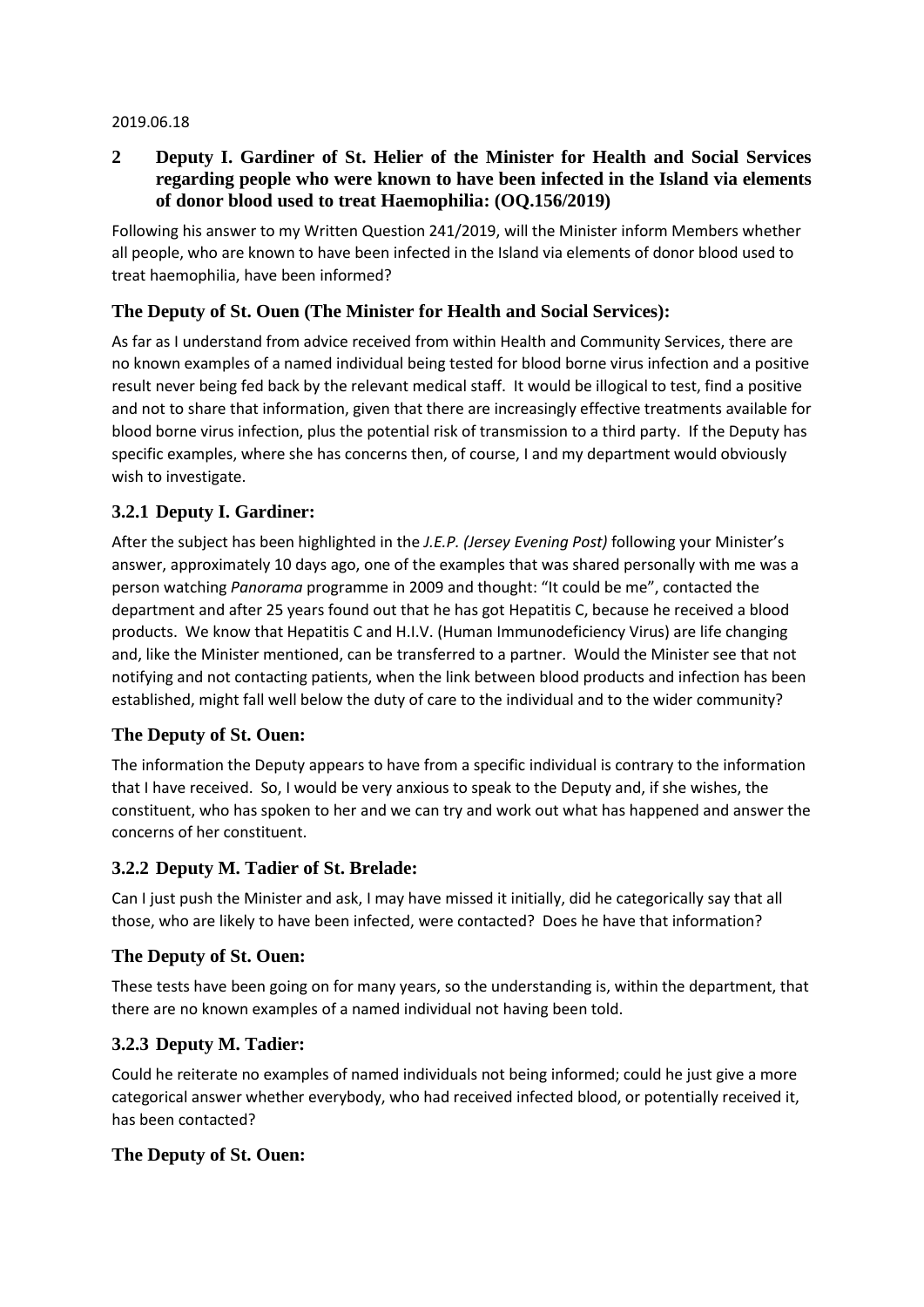2019.06.18

## 2 Deputy I. Gardiner of St. Helier of the Minister for Health and Social Services regarding people who were known to have been infected in the Island via elements of donor blood used to treat Haemophilia: (OQ.156/2019)

Following his answer to my Written Question 241/2019, will the Minister inform Members whether all people, who are known to have been infected in the Island via elements of donor blood used to treat haemophilia, have been informed?

### The Deputy of St. Ouen (The Minister for Health and Social Services):

As far as I understand from advice received from within Health and Community Services, there are no known examples of a named individual being tested for blood borne virus infection and a positive result never being fed back by the relevant medical staff. It would be illogical to test, find a positive and not to share that information, given that there are increasingly effective treatments available for blood borne virus infection, plus the potential risk of transmission to a third party. If the Deputy has specific examples, where she has concerns then, of course, I and my department would obviously wish to investigate.

### 3.2.1 Deputy I. Gardiner:

After the subject has been highlighted in the *J.E.P. (Jersey Evening Post)* following your Minister's answer, approximately 10 days ago, one of the examples that was shared personally with me was a person watching *Panorama* programme in 2009 and thought: "It could be me", contacted the department and after 25 years found out that he has got Hepatitis C, because he received a blood products. We know that Hepatitis C and H.I.V. (Human Immunodeficiency Virus) are life changing and, like the Minister mentioned, can be transferred to a partner. Would the Minister see that not notifying and not contacting patients, when the link between blood products and infection has been established, might fall well below the duty of care to the individual and to the wider community?

### The Deputy of St. Ouen:

The information the Deputy appears to have from a specific individual is contrary to the information that I have received. So, I would be very anxious to speak to the Deputy and, if she wishes, the constituent, who has spoken to her and we can try and work out what has happened and answer the concerns of her constituent.

### 3.2.2 Deputy M. Tadier of St. Brelade:

Can I just push the Minister and ask, I may have missed it initially, did he categorically say that all those, who are likely to have been infected, were contacted? Does he have that information?

### The Deputy of St. Ouen:

These tests have been going on for many years, so the understanding is, within the department, that there are no known examples of a named individual not having been told.

### 3.2.3 Deputy M. Tadier:

Could he reiterate no examples of named individuals not being informed; could he just give a more categorical answer whether everybody, who had received infected blood, or potentially received it, has been contacted?

### The Deputy of St. Ouen: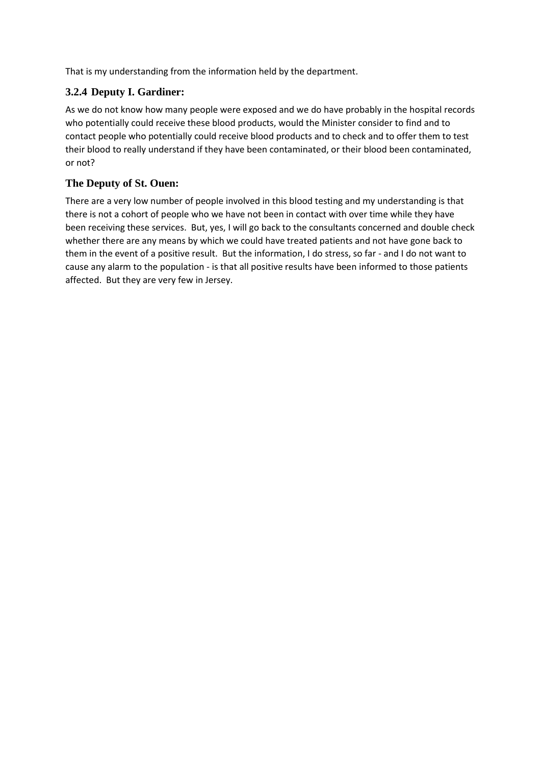That is my understanding from the information held by the department.

### 3.2.4 Deputy I. Gardiner:

As we do not know how many people were exposed and we do have probably in the hospital records who potentially could receive these blood products, would the Minister consider to find and to contact people who potentially could receive blood products and to check and to offer them to test their blood to really understand if they have been contaminated, or their blood been contaminated, or not?

### The Deputy of St. Ouen:

There are a very low number of people involved in this blood testing and my understanding is that there is not a cohort of people who we have not been in contact with over time while they have been receiving these services. But, yes, I will go back to the consultants concerned and double check whether there are any means by which we could have treated patients and not have gone back to them in the event of a positive result. But the information, I do stress, so far - and I do not want to cause any alarm to the population - is that all positive results have been informed to those patients affected. But they are very few in Jersey.